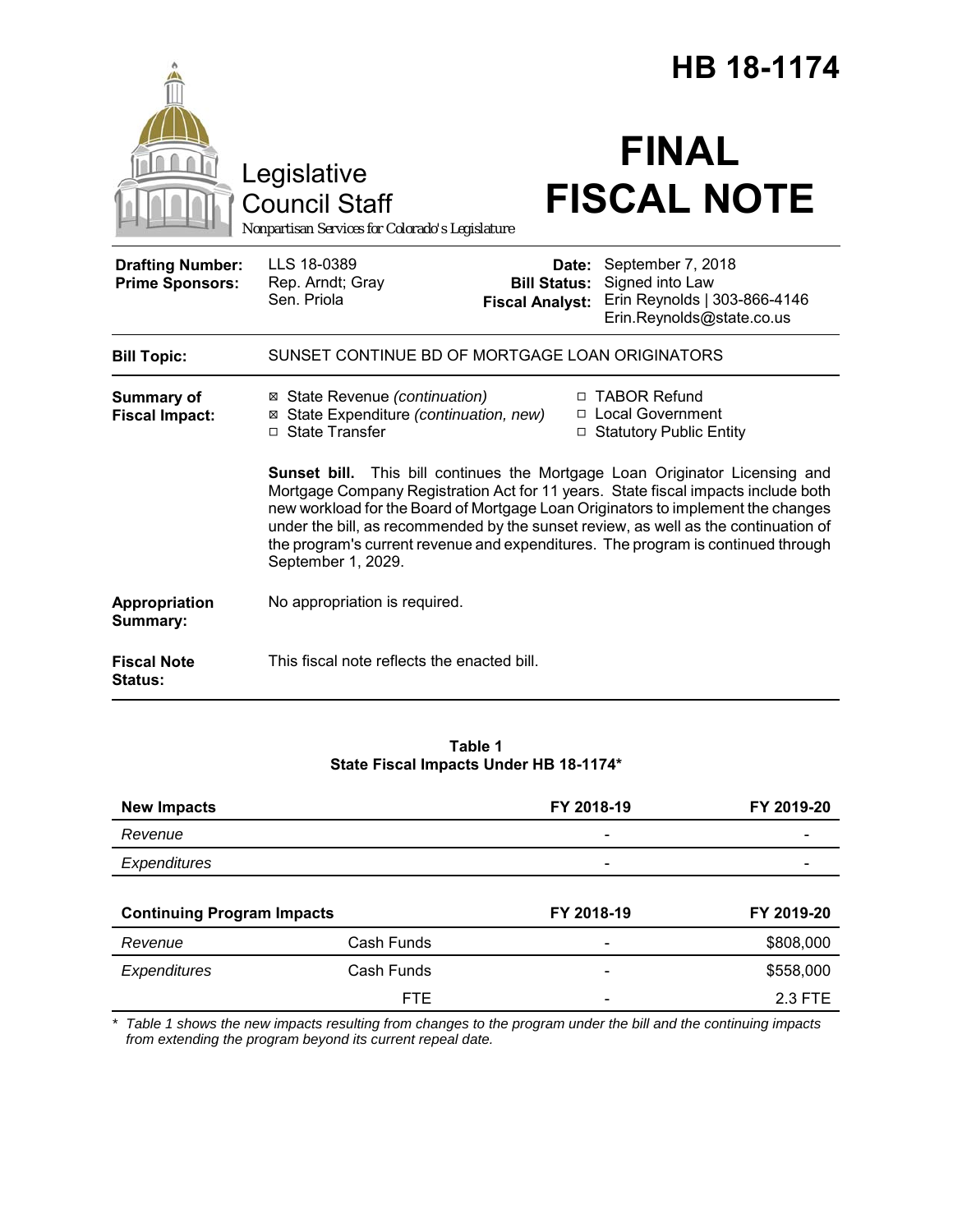# HB 18-1174

Legislative Council Staff
*Nonpartisan Services for Colorado's Legislature*

# FINAL FISCAL NOTE

| | | | |
|---|---|---|---|
| **Drafting Number:** | LLS 18-0389 | **Date:** | September 7, 2018 |
| **Prime Sponsors:** | Rep. Arndt; Gray<br>Sen. Priola | **Bill Status:** | Signed into Law |
| | | **Fiscal Analyst:** | Erin Reynolds \| 303-866-4146<br>Erin.Reynolds@state.co.us |

**Bill Topic:** SUNSET CONTINUE BD OF MORTGAGE LOAN ORIGINATORS

**Summary of Fiscal Impact:**

- ☒ State Revenue *(continuation)*
- ☒ State Expenditure *(continuation, new)*
- ☐ State Transfer
- ☐ TABOR Refund
- ☐ Local Government
- ☐ Statutory Public Entity

**Sunset bill.** This bill continues the Mortgage Loan Originator Licensing and Mortgage Company Registration Act for 11 years. State fiscal impacts include both new workload for the Board of Mortgage Loan Originators to implement the changes under the bill, as recommended by the sunset review, as well as the continuation of the program's current revenue and expenditures. The program is continued through September 1, 2029.

**Appropriation Summary:** No appropriation is required.

**Fiscal Note Status:** This fiscal note reflects the enacted bill.

**Table 1**
**State Fiscal Impacts Under HB 18-1174***

| **New Impacts** | | **FY 2018-19** | **FY 2019-20** |
|---|---|---|---|
| *Revenue* | | - | - |
| *Expenditures* | | - | - |
| **Continuing Program Impacts** | | **FY 2018-19** | **FY 2019-20** |
| *Revenue* | Cash Funds | - | $808,000 |
| *Expenditures* | Cash Funds | - | $558,000 |
| | FTE | - | 2.3 FTE |

\* *Table 1 shows the new impacts resulting from changes to the program under the bill and the continuing impacts from extending the program beyond its current repeal date.*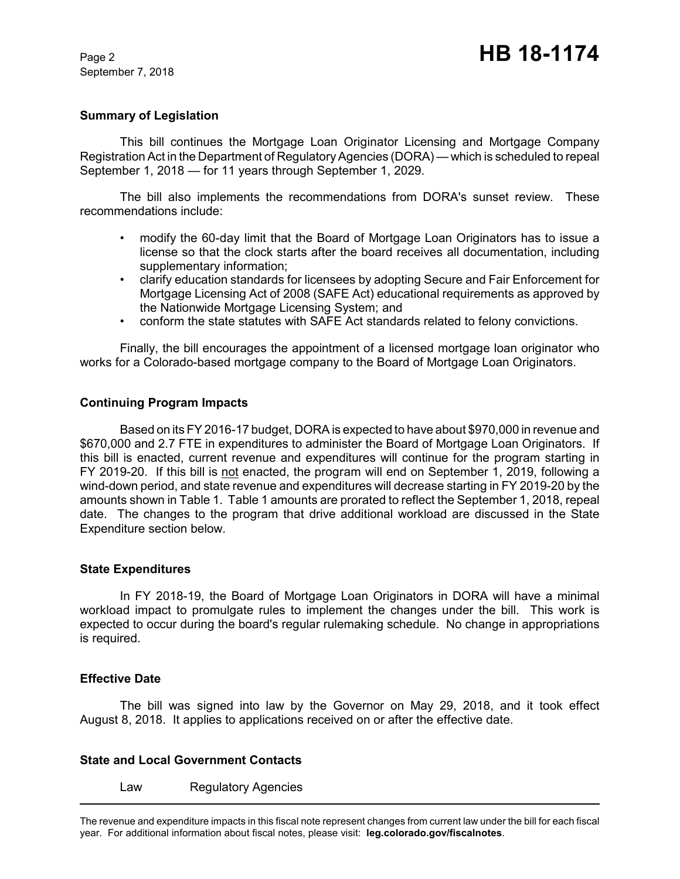## Summary of Legislation

This bill continues the Mortgage Loan Originator Licensing and Mortgage Company Registration Act in the Department of Regulatory Agencies (DORA) — which is scheduled to repeal September 1, 2018 — for 11 years through September 1, 2029.

The bill also implements the recommendations from DORA's sunset review. These recommendations include:

- modify the 60-day limit that the Board of Mortgage Loan Originators has to issue a license so that the clock starts after the board receives all documentation, including supplementary information;
- clarify education standards for licensees by adopting Secure and Fair Enforcement for Mortgage Licensing Act of 2008 (SAFE Act) educational requirements as approved by the Nationwide Mortgage Licensing System; and
- conform the state statutes with SAFE Act standards related to felony convictions.

Finally, the bill encourages the appointment of a licensed mortgage loan originator who works for a Colorado-based mortgage company to the Board of Mortgage Loan Originators.

## Continuing Program Impacts

Based on its FY 2016-17 budget, DORA is expected to have about $970,000 in revenue and $670,000 and 2.7 FTE in expenditures to administer the Board of Mortgage Loan Originators. If this bill is enacted, current revenue and expenditures will continue for the program starting in FY 2019-20. If this bill is not enacted, the program will end on September 1, 2019, following a wind-down period, and state revenue and expenditures will decrease starting in FY 2019-20 by the amounts shown in Table 1. Table 1 amounts are prorated to reflect the September 1, 2018, repeal date. The changes to the program that drive additional workload are discussed in the State Expenditure section below.

## State Expenditures

In FY 2018-19, the Board of Mortgage Loan Originators in DORA will have a minimal workload impact to promulgate rules to implement the changes under the bill. This work is expected to occur during the board's regular rulemaking schedule. No change in appropriations is required.

## Effective Date

The bill was signed into law by the Governor on May 29, 2018, and it took effect August 8, 2018. It applies to applications received on or after the effective date.

## State and Local Government Contacts

Law Regulatory Agencies

The revenue and expenditure impacts in this fiscal note represent changes from current law under the bill for each fiscal year. For additional information about fiscal notes, please visit: **leg.colorado.gov/fiscalnotes**.